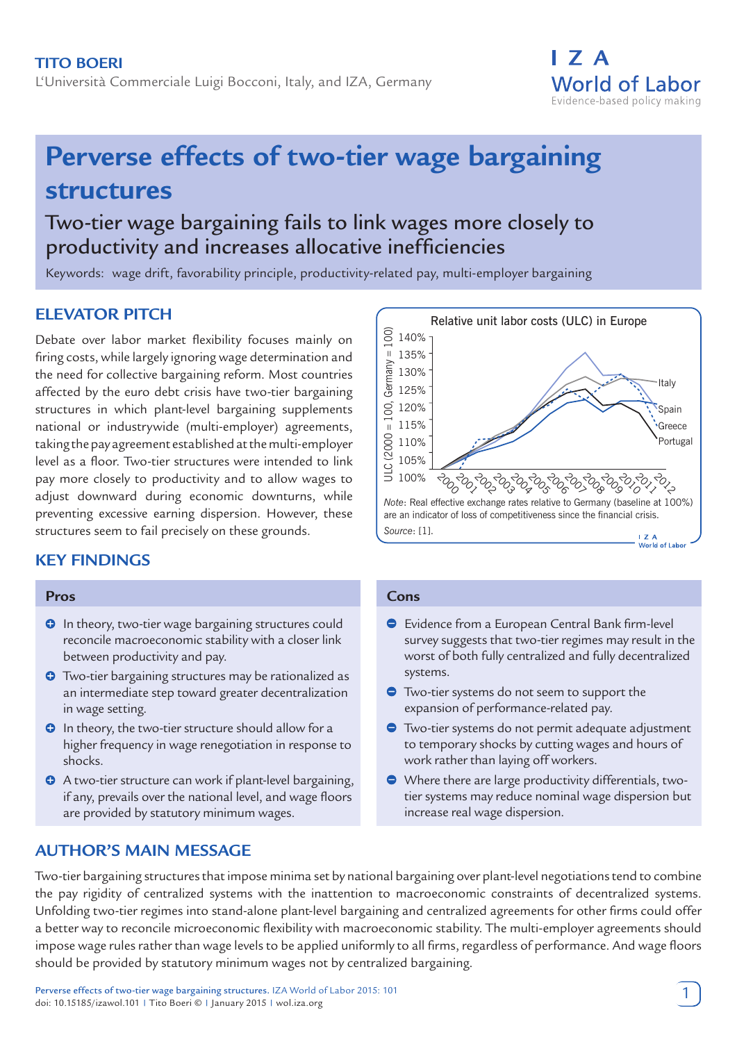**TITO BOERI**
L'Università Commerciale Luigi Bocconi, Italy, and IZA, Germany

# Perverse effects of two-tier wage bargaining structures

## Two-tier wage bargaining fails to link wages more closely to productivity and increases allocative inefficiencies

Keywords: wage drift, favorability principle, productivity-related pay, multi-employer bargaining

## ELEVATOR PITCH

Debate over labor market flexibility focuses mainly on firing costs, while largely ignoring wage determination and the need for collective bargaining reform. Most countries affected by the euro debt crisis have two-tier bargaining structures in which plant-level bargaining supplements national or industrywide (multi-employer) agreements, taking the pay agreement established at the multi-employer level as a floor. Two-tier structures were intended to link pay more closely to productivity and to allow wages to adjust downward during economic downturns, while preventing excessive earning dispersion. However, these structures seem to fail precisely on these grounds.

Relative unit labor costs (ULC) in Europe

*Note*: Real effective exchange rates relative to Germany (baseline at 100%) are an indicator of loss of competitiveness since the financial crisis.
*Source*: [1].

## KEY FINDINGS

### Pros

- In theory, two-tier wage bargaining structures could reconcile macroeconomic stability with a closer link between productivity and pay.
- Two-tier bargaining structures may be rationalized as an intermediate step toward greater decentralization in wage setting.
- In theory, the two-tier structure should allow for a higher frequency in wage renegotiation in response to shocks.
- A two-tier structure can work if plant-level bargaining, if any, prevails over the national level, and wage floors are provided by statutory minimum wages.

### Cons

- Evidence from a European Central Bank firm-level survey suggests that two-tier regimes may result in the worst of both fully centralized and fully decentralized systems.
- Two-tier systems do not seem to support the expansion of performance-related pay.
- Two-tier systems do not permit adequate adjustment to temporary shocks by cutting wages and hours of work rather than laying off workers.
- Where there are large productivity differentials, two-tier systems may reduce nominal wage dispersion but increase real wage dispersion.

## AUTHOR'S MAIN MESSAGE

Two-tier bargaining structures that impose minima set by national bargaining over plant-level negotiations tend to combine the pay rigidity of centralized systems with the inattention to macroeconomic constraints of decentralized systems. Unfolding two-tier regimes into stand-alone plant-level bargaining and centralized agreements for other firms could offer a better way to reconcile microeconomic flexibility with macroeconomic stability. The multi-employer agreements should impose wage rules rather than wage levels to be applied uniformly to all firms, regardless of performance. And wage floors should be provided by statutory minimum wages not by centralized bargaining.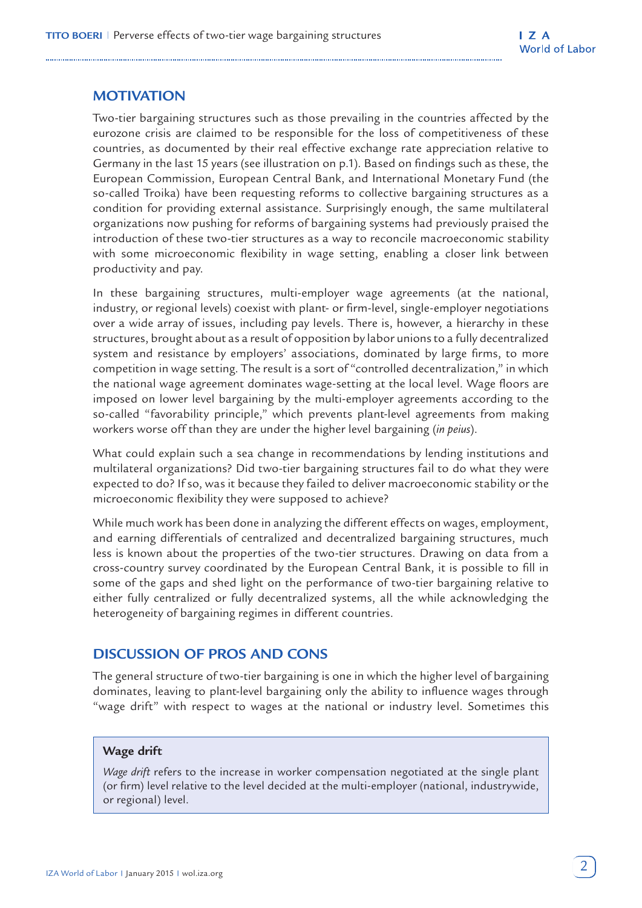## MOTIVATION

Two-tier bargaining structures such as those prevailing in the countries affected by the eurozone crisis are claimed to be responsible for the loss of competitiveness of these countries, as documented by their real effective exchange rate appreciation relative to Germany in the last 15 years (see illustration on p.1). Based on findings such as these, the European Commission, European Central Bank, and International Monetary Fund (the so-called Troika) have been requesting reforms to collective bargaining structures as a condition for providing external assistance. Surprisingly enough, the same multilateral organizations now pushing for reforms of bargaining systems had previously praised the introduction of these two-tier structures as a way to reconcile macroeconomic stability with some microeconomic flexibility in wage setting, enabling a closer link between productivity and pay.

In these bargaining structures, multi-employer wage agreements (at the national, industry, or regional levels) coexist with plant- or firm-level, single-employer negotiations over a wide array of issues, including pay levels. There is, however, a hierarchy in these structures, brought about as a result of opposition by labor unions to a fully decentralized system and resistance by employers' associations, dominated by large firms, to more competition in wage setting. The result is a sort of "controlled decentralization," in which the national wage agreement dominates wage-setting at the local level. Wage floors are imposed on lower level bargaining by the multi-employer agreements according to the so-called "favorability principle," which prevents plant-level agreements from making workers worse off than they are under the higher level bargaining (*in peius*).

What could explain such a sea change in recommendations by lending institutions and multilateral organizations? Did two-tier bargaining structures fail to do what they were expected to do? If so, was it because they failed to deliver macroeconomic stability or the microeconomic flexibility they were supposed to achieve?

While much work has been done in analyzing the different effects on wages, employment, and earning differentials of centralized and decentralized bargaining structures, much less is known about the properties of the two-tier structures. Drawing on data from a cross-country survey coordinated by the European Central Bank, it is possible to fill in some of the gaps and shed light on the performance of two-tier bargaining relative to either fully centralized or fully decentralized systems, all the while acknowledging the heterogeneity of bargaining regimes in different countries.

## DISCUSSION OF PROS AND CONS

The general structure of two-tier bargaining is one in which the higher level of bargaining dominates, leaving to plant-level bargaining only the ability to influence wages through "wage drift" with respect to wages at the national or industry level. Sometimes this

> **Wage drift**
>
> *Wage drift* refers to the increase in worker compensation negotiated at the single plant (or firm) level relative to the level decided at the multi-employer (national, industrywide, or regional) level.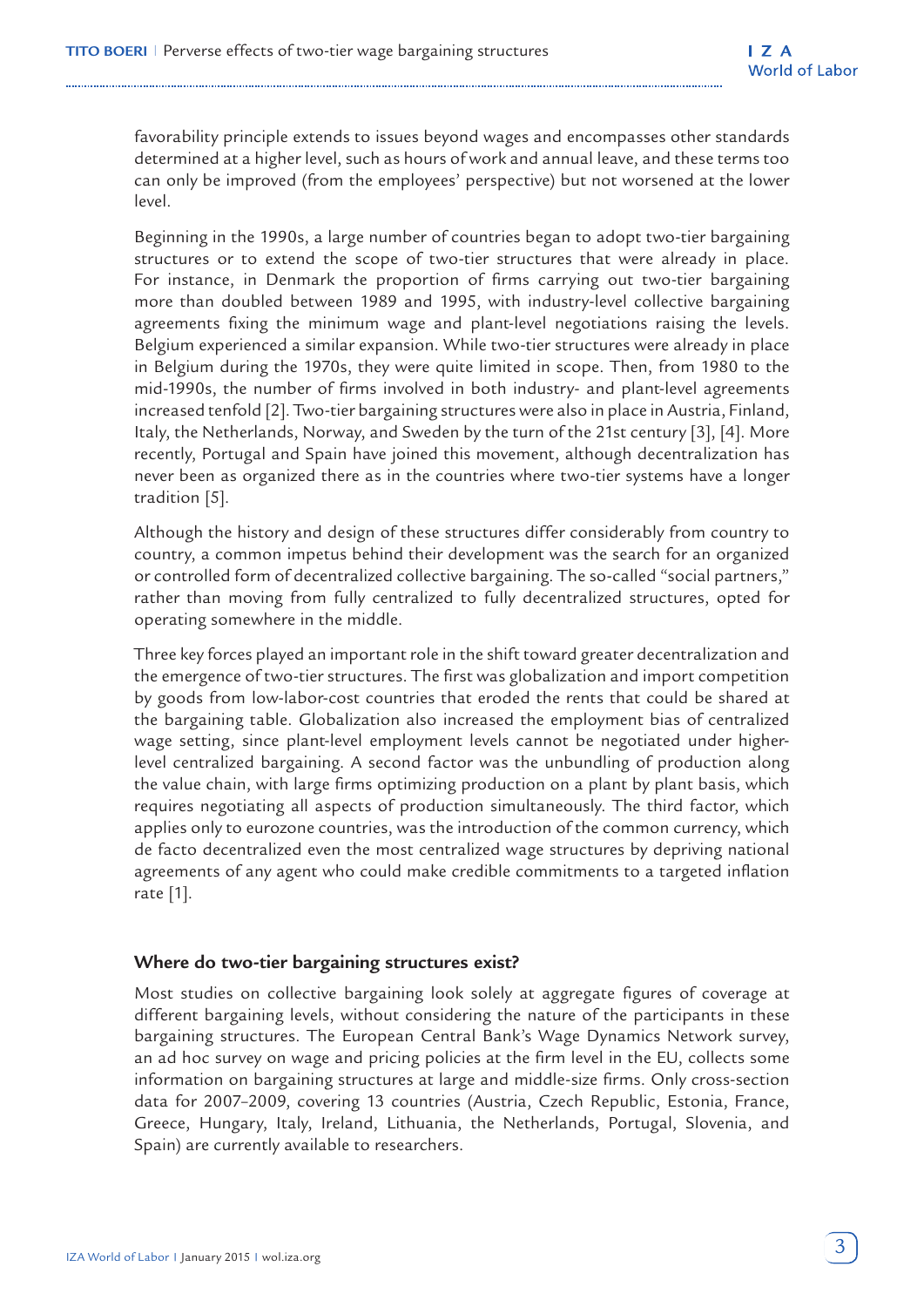favorability principle extends to issues beyond wages and encompasses other standards determined at a higher level, such as hours of work and annual leave, and these terms too can only be improved (from the employees' perspective) but not worsened at the lower level.

Beginning in the 1990s, a large number of countries began to adopt two-tier bargaining structures or to extend the scope of two-tier structures that were already in place. For instance, in Denmark the proportion of firms carrying out two-tier bargaining more than doubled between 1989 and 1995, with industry-level collective bargaining agreements fixing the minimum wage and plant-level negotiations raising the levels. Belgium experienced a similar expansion. While two-tier structures were already in place in Belgium during the 1970s, they were quite limited in scope. Then, from 1980 to the mid-1990s, the number of firms involved in both industry- and plant-level agreements increased tenfold [2]. Two-tier bargaining structures were also in place in Austria, Finland, Italy, the Netherlands, Norway, and Sweden by the turn of the 21st century [3], [4]. More recently, Portugal and Spain have joined this movement, although decentralization has never been as organized there as in the countries where two-tier systems have a longer tradition [5].

Although the history and design of these structures differ considerably from country to country, a common impetus behind their development was the search for an organized or controlled form of decentralized collective bargaining. The so-called "social partners," rather than moving from fully centralized to fully decentralized structures, opted for operating somewhere in the middle.

Three key forces played an important role in the shift toward greater decentralization and the emergence of two-tier structures. The first was globalization and import competition by goods from low-labor-cost countries that eroded the rents that could be shared at the bargaining table. Globalization also increased the employment bias of centralized wage setting, since plant-level employment levels cannot be negotiated under higher-level centralized bargaining. A second factor was the unbundling of production along the value chain, with large firms optimizing production on a plant by plant basis, which requires negotiating all aspects of production simultaneously. The third factor, which applies only to eurozone countries, was the introduction of the common currency, which de facto decentralized even the most centralized wage structures by depriving national agreements of any agent who could make credible commitments to a targeted inflation rate [1].

## Where do two-tier bargaining structures exist?

Most studies on collective bargaining look solely at aggregate figures of coverage at different bargaining levels, without considering the nature of the participants in these bargaining structures. The European Central Bank's Wage Dynamics Network survey, an ad hoc survey on wage and pricing policies at the firm level in the EU, collects some information on bargaining structures at large and middle-size firms. Only cross-section data for 2007–2009, covering 13 countries (Austria, Czech Republic, Estonia, France, Greece, Hungary, Italy, Ireland, Lithuania, the Netherlands, Portugal, Slovenia, and Spain) are currently available to researchers.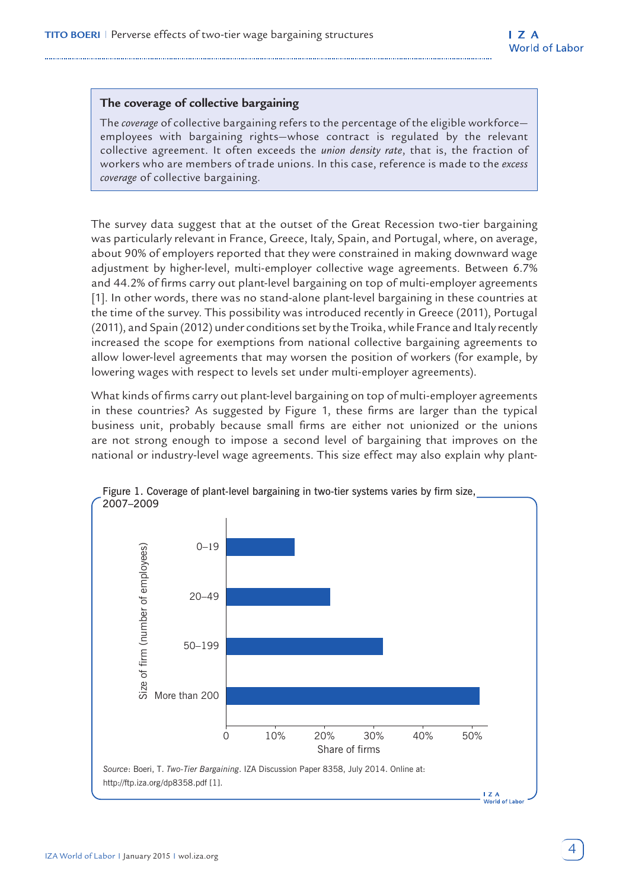### The coverage of collective bargaining

The *coverage* of collective bargaining refers to the percentage of the eligible workforce—employees with bargaining rights—whose contract is regulated by the relevant collective agreement. It often exceeds the *union density rate*, that is, the fraction of workers who are members of trade unions. In this case, reference is made to the *excess coverage* of collective bargaining.

The survey data suggest that at the outset of the Great Recession two-tier bargaining was particularly relevant in France, Greece, Italy, Spain, and Portugal, where, on average, about 90% of employers reported that they were constrained in making downward wage adjustment by higher-level, multi-employer collective wage agreements. Between 6.7% and 44.2% of firms carry out plant-level bargaining on top of multi-employer agreements [1]. In other words, there was no stand-alone plant-level bargaining in these countries at the time of the survey. This possibility was introduced recently in Greece (2011), Portugal (2011), and Spain (2012) under conditions set by the Troika, while France and Italy recently increased the scope for exemptions from national collective bargaining agreements to allow lower-level agreements that may worsen the position of workers (for example, by lowering wages with respect to levels set under multi-employer agreements).

What kinds of firms carry out plant-level bargaining on top of multi-employer agreements in these countries? As suggested by Figure 1, these firms are larger than the typical business unit, probably because small firms are either not unionized or the unions are not strong enough to impose a second level of bargaining that improves on the national or industry-level wage agreements. This size effect may also explain why plant-

Figure 1. Coverage of plant-level bargaining in two-tier systems varies by firm size, 2007–2009

| Size of firm (number of employees) | Share of firms (approx.) |
|---|---|
| 0–19 | ~14% |
| 20–49 | ~21% |
| 50–199 | ~32% |
| More than 200 | ~51% |

*Source*: Boeri, T. *Two-Tier Bargaining*. IZA Discussion Paper 8358, July 2014. Online at: http://ftp.iza.org/dp8358.pdf [1].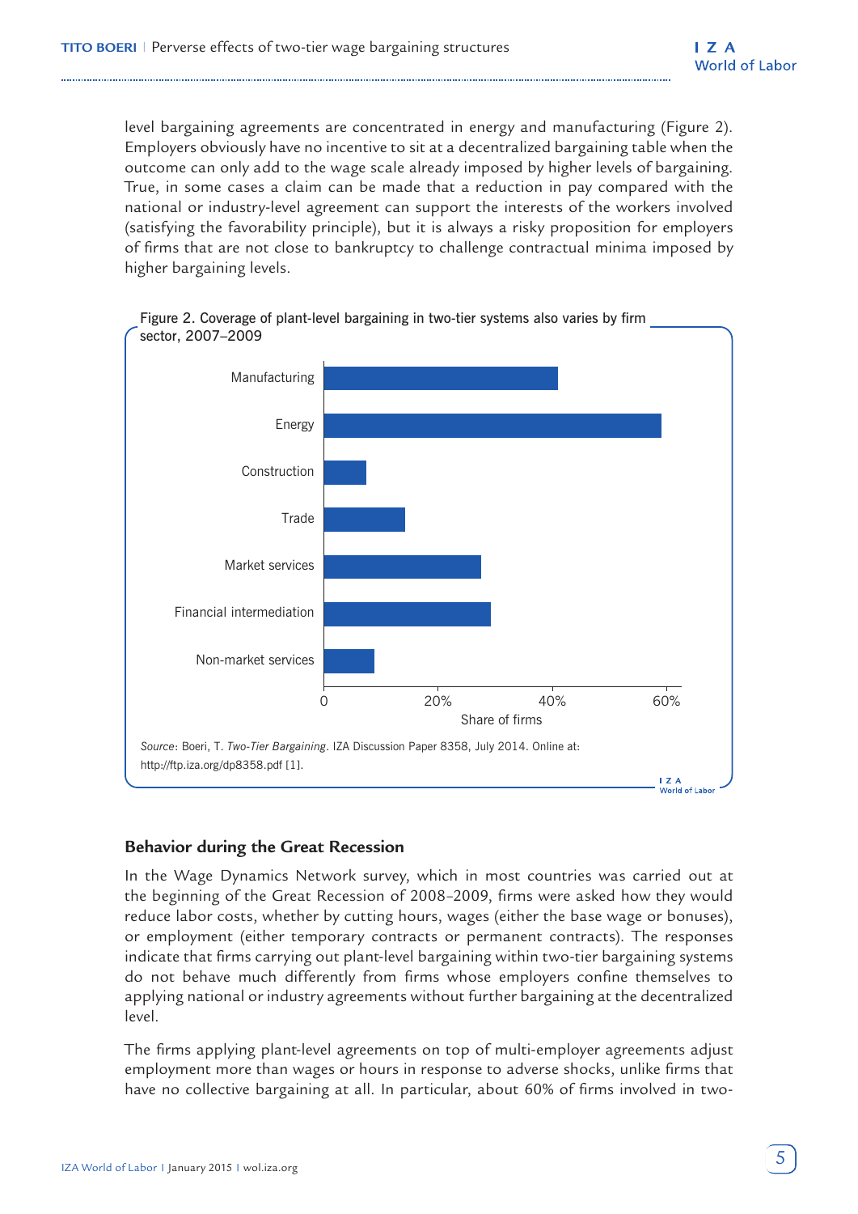level bargaining agreements are concentrated in energy and manufacturing (Figure 2). Employers obviously have no incentive to sit at a decentralized bargaining table when the outcome can only add to the wage scale already imposed by higher levels of bargaining. True, in some cases a claim can be made that a reduction in pay compared with the national or industry-level agreement can support the interests of the workers involved (satisfying the favorability principle), but it is always a risky proposition for employers of firms that are not close to bankruptcy to challenge contractual minima imposed by higher bargaining levels.

Figure 2. Coverage of plant-level bargaining in two-tier systems also varies by firm sector, 2007–2009

*Source*: Boeri, T. *Two-Tier Bargaining*. IZA Discussion Paper 8358, July 2014. Online at: http://ftp.iza.org/dp8358.pdf [1].

## Behavior during the Great Recession

In the Wage Dynamics Network survey, which in most countries was carried out at the beginning of the Great Recession of 2008–2009, firms were asked how they would reduce labor costs, whether by cutting hours, wages (either the base wage or bonuses), or employment (either temporary contracts or permanent contracts). The responses indicate that firms carrying out plant-level bargaining within two-tier bargaining systems do not behave much differently from firms whose employers confine themselves to applying national or industry agreements without further bargaining at the decentralized level.

The firms applying plant-level agreements on top of multi-employer agreements adjust employment more than wages or hours in response to adverse shocks, unlike firms that have no collective bargaining at all. In particular, about 60% of firms involved in two-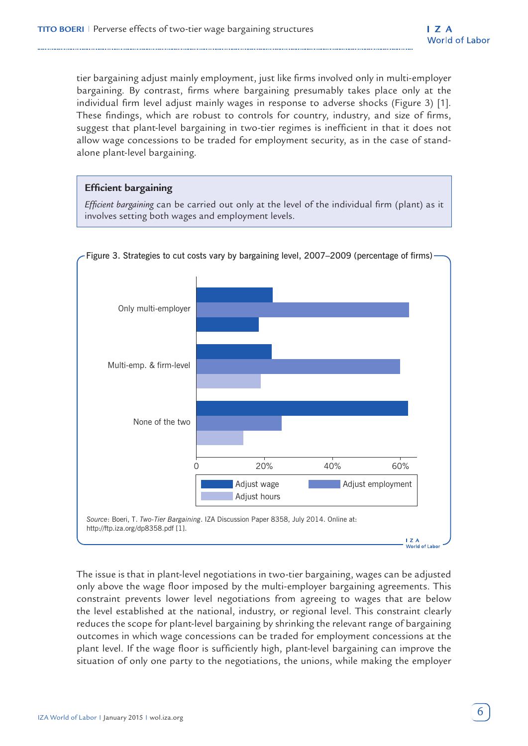tier bargaining adjust mainly employment, just like firms involved only in multi-employer bargaining. By contrast, firms where bargaining presumably takes place only at the individual firm level adjust mainly wages in response to adverse shocks (Figure 3) [1]. These findings, which are robust to controls for country, industry, and size of firms, suggest that plant-level bargaining in two-tier regimes is inefficient in that it does not allow wage concessions to be traded for employment security, as in the case of stand-alone plant-level bargaining.

> **Efficient bargaining**
>
> *Efficient bargaining* can be carried out only at the level of the individual firm (plant) as it involves setting both wages and employment levels.

Figure 3. Strategies to cut costs vary by bargaining level, 2007–2009 (percentage of firms)

Source: Boeri, T. *Two-Tier Bargaining*. IZA Discussion Paper 8358, July 2014. Online at: http://ftp.iza.org/dp8358.pdf [1].

The issue is that in plant-level negotiations in two-tier bargaining, wages can be adjusted only above the wage floor imposed by the multi-employer bargaining agreements. This constraint prevents lower level negotiations from agreeing to wages that are below the level established at the national, industry, or regional level. This constraint clearly reduces the scope for plant-level bargaining by shrinking the relevant range of bargaining outcomes in which wage concessions can be traded for employment concessions at the plant level. If the wage floor is sufficiently high, plant-level bargaining can improve the situation of only one party to the negotiations, the unions, while making the employer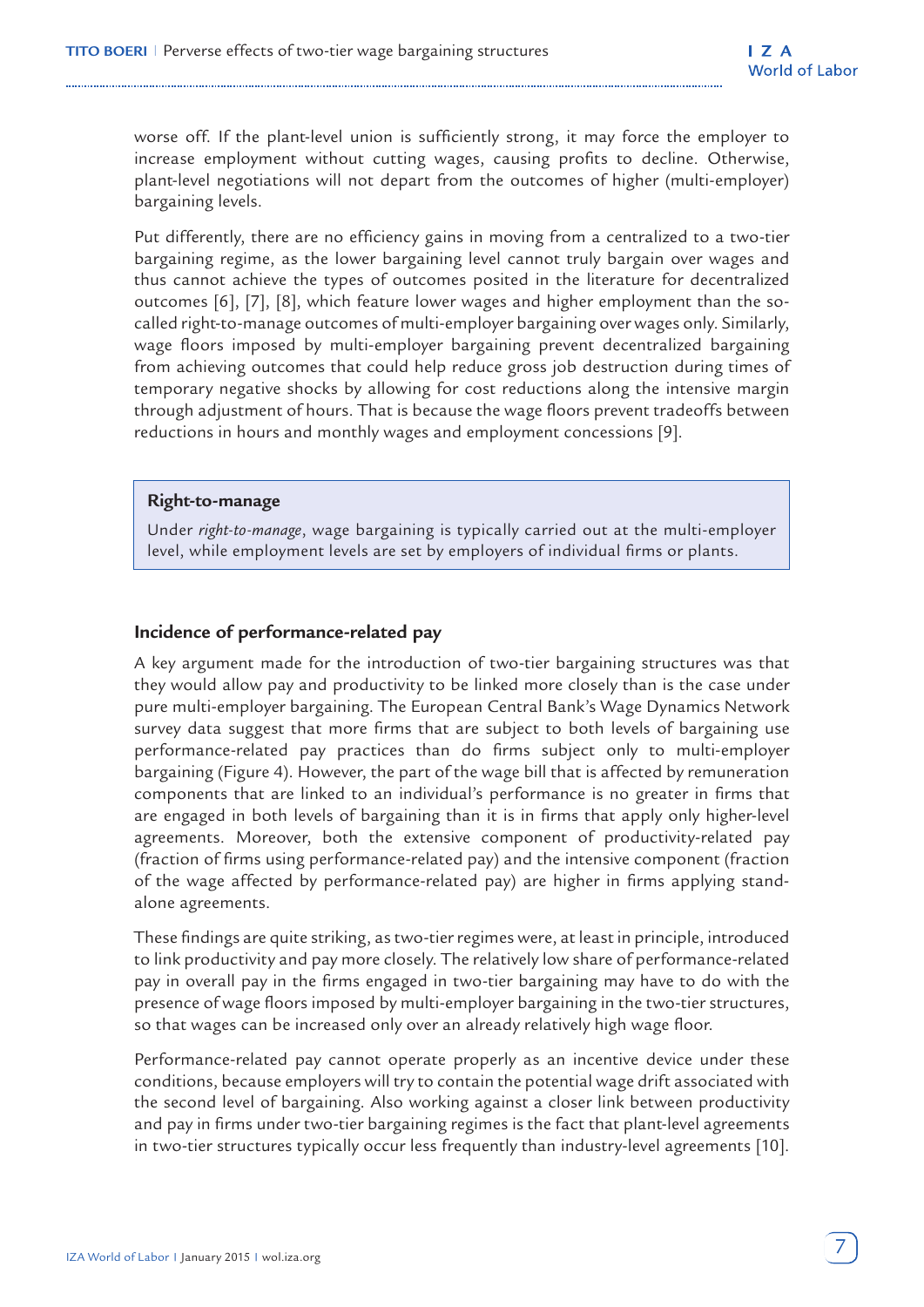worse off. If the plant-level union is sufficiently strong, it may force the employer to increase employment without cutting wages, causing profits to decline. Otherwise, plant-level negotiations will not depart from the outcomes of higher (multi-employer) bargaining levels.

Put differently, there are no efficiency gains in moving from a centralized to a two-tier bargaining regime, as the lower bargaining level cannot truly bargain over wages and thus cannot achieve the types of outcomes posited in the literature for decentralized outcomes [6], [7], [8], which feature lower wages and higher employment than the so-called right-to-manage outcomes of multi-employer bargaining over wages only. Similarly, wage floors imposed by multi-employer bargaining prevent decentralized bargaining from achieving outcomes that could help reduce gross job destruction during times of temporary negative shocks by allowing for cost reductions along the intensive margin through adjustment of hours. That is because the wage floors prevent tradeoffs between reductions in hours and monthly wages and employment concessions [9].

> **Right-to-manage**
>
> Under *right-to-manage*, wage bargaining is typically carried out at the multi-employer level, while employment levels are set by employers of individual firms or plants.

## Incidence of performance-related pay

A key argument made for the introduction of two-tier bargaining structures was that they would allow pay and productivity to be linked more closely than is the case under pure multi-employer bargaining. The European Central Bank's Wage Dynamics Network survey data suggest that more firms that are subject to both levels of bargaining use performance-related pay practices than do firms subject only to multi-employer bargaining (Figure 4). However, the part of the wage bill that is affected by remuneration components that are linked to an individual's performance is no greater in firms that are engaged in both levels of bargaining than it is in firms that apply only higher-level agreements. Moreover, both the extensive component of productivity-related pay (fraction of firms using performance-related pay) and the intensive component (fraction of the wage affected by performance-related pay) are higher in firms applying stand-alone agreements.

These findings are quite striking, as two-tier regimes were, at least in principle, introduced to link productivity and pay more closely. The relatively low share of performance-related pay in overall pay in the firms engaged in two-tier bargaining may have to do with the presence of wage floors imposed by multi-employer bargaining in the two-tier structures, so that wages can be increased only over an already relatively high wage floor.

Performance-related pay cannot operate properly as an incentive device under these conditions, because employers will try to contain the potential wage drift associated with the second level of bargaining. Also working against a closer link between productivity and pay in firms under two-tier bargaining regimes is the fact that plant-level agreements in two-tier structures typically occur less frequently than industry-level agreements [10].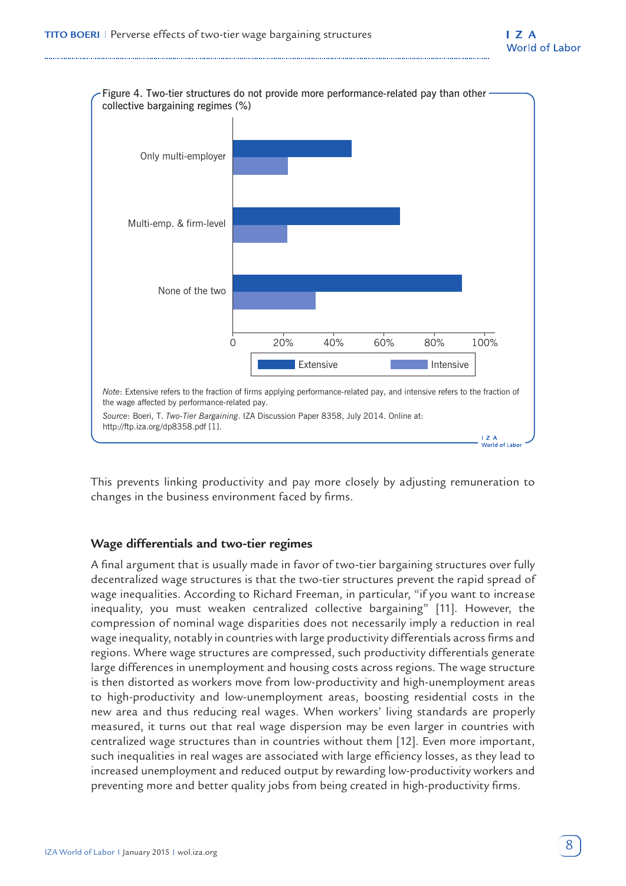Figure 4. Two-tier structures do not provide more performance-related pay than other collective bargaining regimes (%)

Note: Extensive refers to the fraction of firms applying performance-related pay, and intensive refers to the fraction of the wage affected by performance-related pay.

Source: Boeri, T. *Two-Tier Bargaining*. IZA Discussion Paper 8358, July 2014. Online at: http://ftp.iza.org/dp8358.pdf [1].

This prevents linking productivity and pay more closely by adjusting remuneration to changes in the business environment faced by firms.

## Wage differentials and two-tier regimes

A final argument that is usually made in favor of two-tier bargaining structures over fully decentralized wage structures is that the two-tier structures prevent the rapid spread of wage inequalities. According to Richard Freeman, in particular, "if you want to increase inequality, you must weaken centralized collective bargaining" [11]. However, the compression of nominal wage disparities does not necessarily imply a reduction in real wage inequality, notably in countries with large productivity differentials across firms and regions. Where wage structures are compressed, such productivity differentials generate large differences in unemployment and housing costs across regions. The wage structure is then distorted as workers move from low-productivity and high-unemployment areas to high-productivity and low-unemployment areas, boosting residential costs in the new area and thus reducing real wages. When workers' living standards are properly measured, it turns out that real wage dispersion may be even larger in countries with centralized wage structures than in countries without them [12]. Even more important, such inequalities in real wages are associated with large efficiency losses, as they lead to increased unemployment and reduced output by rewarding low-productivity workers and preventing more and better quality jobs from being created in high-productivity firms.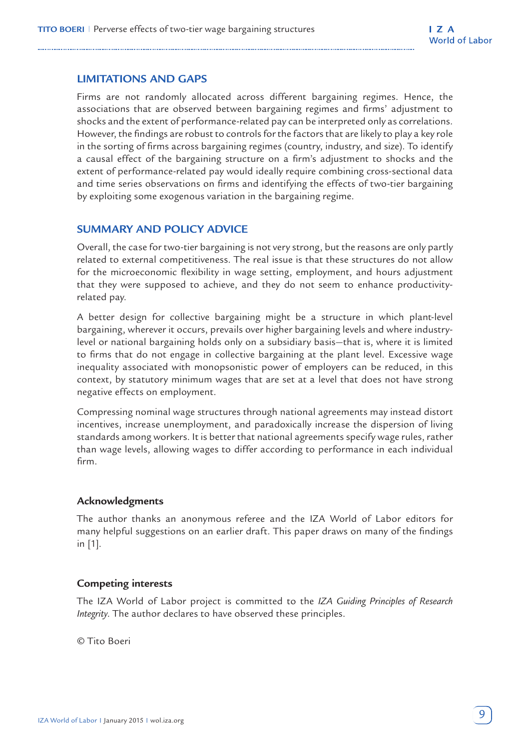## LIMITATIONS AND GAPS

Firms are not randomly allocated across different bargaining regimes. Hence, the associations that are observed between bargaining regimes and firms' adjustment to shocks and the extent of performance-related pay can be interpreted only as correlations. However, the findings are robust to controls for the factors that are likely to play a key role in the sorting of firms across bargaining regimes (country, industry, and size). To identify a causal effect of the bargaining structure on a firm's adjustment to shocks and the extent of performance-related pay would ideally require combining cross-sectional data and time series observations on firms and identifying the effects of two-tier bargaining by exploiting some exogenous variation in the bargaining regime.

## SUMMARY AND POLICY ADVICE

Overall, the case for two-tier bargaining is not very strong, but the reasons are only partly related to external competitiveness. The real issue is that these structures do not allow for the microeconomic flexibility in wage setting, employment, and hours adjustment that they were supposed to achieve, and they do not seem to enhance productivity-related pay.

A better design for collective bargaining might be a structure in which plant-level bargaining, wherever it occurs, prevails over higher bargaining levels and where industry-level or national bargaining holds only on a subsidiary basis—that is, where it is limited to firms that do not engage in collective bargaining at the plant level. Excessive wage inequality associated with monopsonistic power of employers can be reduced, in this context, by statutory minimum wages that are set at a level that does not have strong negative effects on employment.

Compressing nominal wage structures through national agreements may instead distort incentives, increase unemployment, and paradoxically increase the dispersion of living standards among workers. It is better that national agreements specify wage rules, rather than wage levels, allowing wages to differ according to performance in each individual firm.

### Acknowledgments

The author thanks an anonymous referee and the IZA World of Labor editors for many helpful suggestions on an earlier draft. This paper draws on many of the findings in [1].

### Competing interests

The IZA World of Labor project is committed to the *IZA Guiding Principles of Research Integrity*. The author declares to have observed these principles.

© Tito Boeri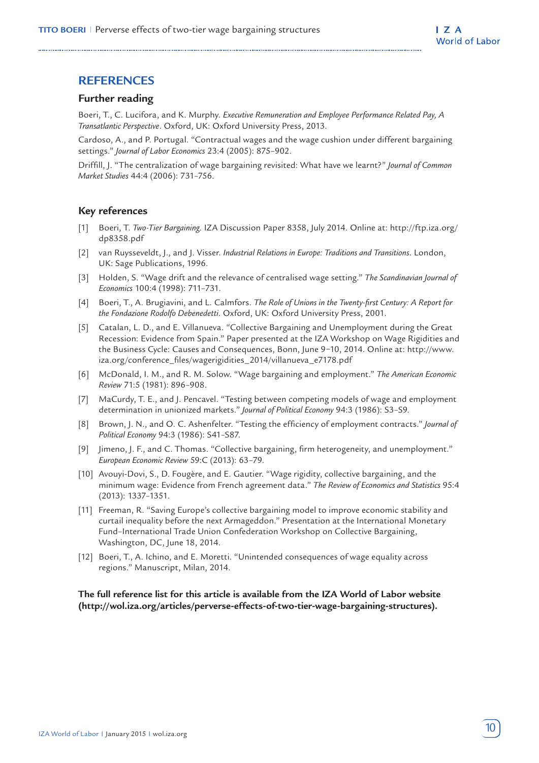## REFERENCES

### Further reading

Boeri, T., C. Lucifora, and K. Murphy. *Executive Remuneration and Employee Performance Related Pay, A Transatlantic Perspective*. Oxford, UK: Oxford University Press, 2013.

Cardoso, A., and P. Portugal. "Contractual wages and the wage cushion under different bargaining settings." *Journal of Labor Economics* 23:4 (2005): 875–902.

Driffill, J. "The centralization of wage bargaining revisited: What have we learnt?" *Journal of Common Market Studies* 44:4 (2006): 731–756.

### Key references

[1] Boeri, T. *Two-Tier Bargaining.* IZA Discussion Paper 8358, July 2014. Online at: http://ftp.iza.org/dp8358.pdf

[2] van Ruysseveldt, J., and J. Visser. *Industrial Relations in Europe: Traditions and Transitions*. London, UK: Sage Publications, 1996.

[3] Holden, S. "Wage drift and the relevance of centralised wage setting." *The Scandinavian Journal of Economics* 100:4 (1998): 711–731.

[4] Boeri, T., A. Brugiavini, and L. Calmfors. *The Role of Unions in the Twenty-first Century: A Report for the Fondazione Rodolfo Debenedetti*. Oxford, UK: Oxford University Press, 2001.

[5] Catalan, L. D., and E. Villanueva. "Collective Bargaining and Unemployment during the Great Recession: Evidence from Spain." Paper presented at the IZA Workshop on Wage Rigidities and the Business Cycle: Causes and Consequences, Bonn, June 9–10, 2014. Online at: http://www.iza.org/conference_files/wagerigidities_2014/villanueva_e7178.pdf

[6] McDonald, I. M., and R. M. Solow. "Wage bargaining and employment." *The American Economic Review* 71:5 (1981): 896–908.

[7] MaCurdy, T. E., and J. Pencavel. "Testing between competing models of wage and employment determination in unionized markets." *Journal of Political Economy* 94:3 (1986): S3–S9.

[8] Brown, J. N., and O. C. Ashenfelter. "Testing the efficiency of employment contracts." *Journal of Political Economy* 94:3 (1986): S41–S87.

[9] Jimeno, J. F., and C. Thomas. "Collective bargaining, firm heterogeneity, and unemployment." *European Economic Review* 59:C (2013): 63–79.

[10] Avouyi-Dovi, S., D. Fougère, and E. Gautier. "Wage rigidity, collective bargaining, and the minimum wage: Evidence from French agreement data." *The Review of Economics and Statistics* 95:4 (2013): 1337–1351.

[11] Freeman, R. "Saving Europe's collective bargaining model to improve economic stability and curtail inequality before the next Armageddon." Presentation at the International Monetary Fund–International Trade Union Confederation Workshop on Collective Bargaining, Washington, DC, June 18, 2014.

[12] Boeri, T., A. Ichino, and E. Moretti. "Unintended consequences of wage equality across regions." Manuscript, Milan, 2014.

**The full reference list for this article is available from the IZA World of Labor website (http://wol.iza.org/articles/perverse-effects-of-two-tier-wage-bargaining-structures).**